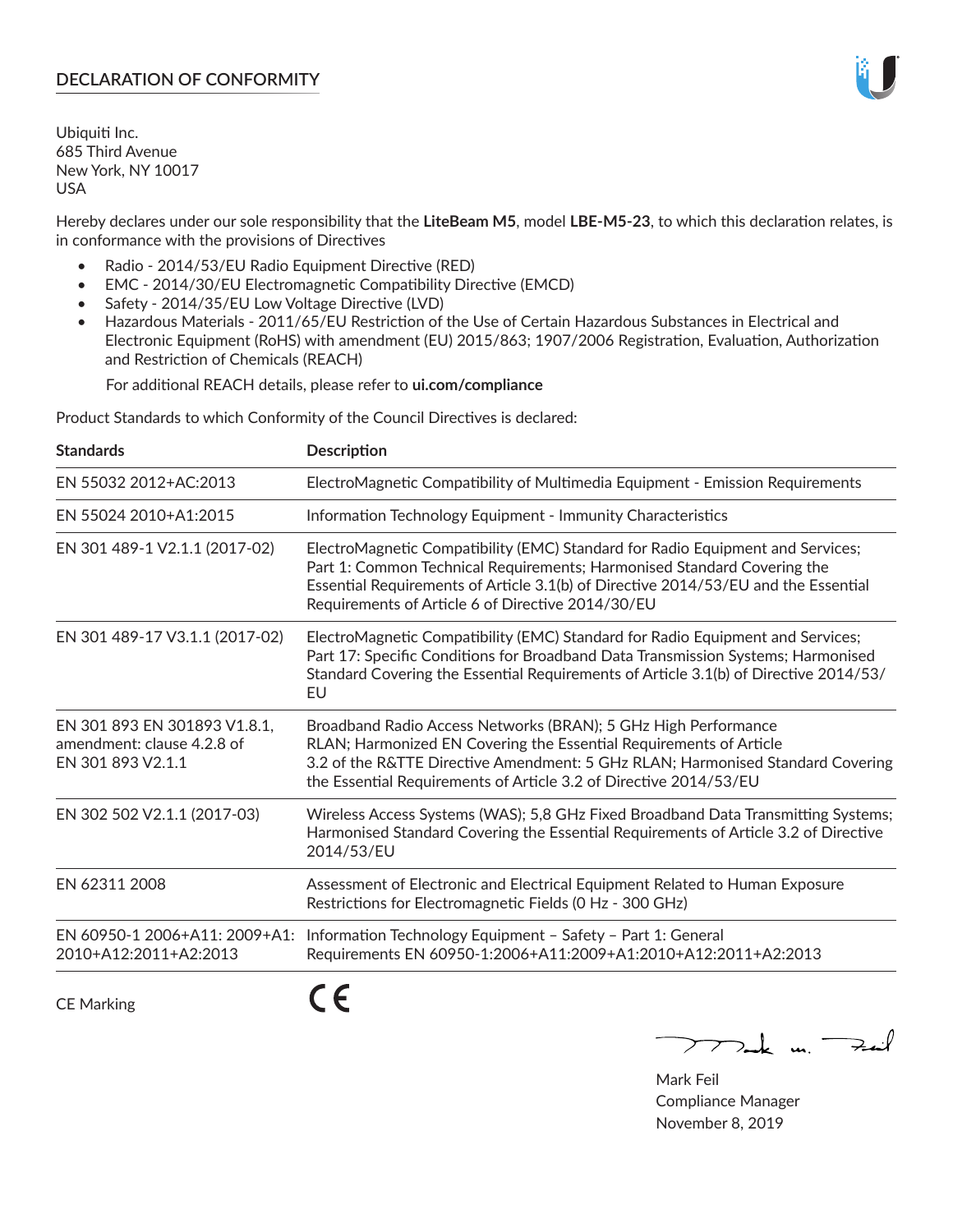# DECLARATION OF CONFORMITY

Ubiquiti Inc.
685 Third Avenue
New York, NY 10017
USA

Hereby declares under our sole responsibility that the **LiteBeam M5**, model **LBE-M5-23**, to which this declaration relates, is in conformance with the provisions of Directives

- Radio - 2014/53/EU Radio Equipment Directive (RED)
- EMC - 2014/30/EU Electromagnetic Compatibility Directive (EMCD)
- Safety - 2014/35/EU Low Voltage Directive (LVD)
- Hazardous Materials - 2011/65/EU Restriction of the Use of Certain Hazardous Substances in Electrical and Electronic Equipment (RoHS) with amendment (EU) 2015/863; 1907/2006 Registration, Evaluation, Authorization and Restriction of Chemicals (REACH)

  For additional REACH details, please refer to **ui.com/compliance**

Product Standards to which Conformity of the Council Directives is declared:

| Standards | Description |
|---|---|
| EN 55032 2012+AC:2013 | ElectroMagnetic Compatibility of Multimedia Equipment - Emission Requirements |
| EN 55024 2010+A1:2015 | Information Technology Equipment - Immunity Characteristics |
| EN 301 489-1 V2.1.1 (2017-02) | ElectroMagnetic Compatibility (EMC) Standard for Radio Equipment and Services; Part 1: Common Technical Requirements; Harmonised Standard Covering the Essential Requirements of Article 3.1(b) of Directive 2014/53/EU and the Essential Requirements of Article 6 of Directive 2014/30/EU |
| EN 301 489-17 V3.1.1 (2017-02) | ElectroMagnetic Compatibility (EMC) Standard for Radio Equipment and Services; Part 17: Specific Conditions for Broadband Data Transmission Systems; Harmonised Standard Covering the Essential Requirements of Article 3.1(b) of Directive 2014/53/EU |
| EN 301 893 EN 301893 V1.8.1, amendment: clause 4.2.8 of EN 301 893 V2.1.1 | Broadband Radio Access Networks (BRAN); 5 GHz High Performance RLAN; Harmonized EN Covering the Essential Requirements of Article 3.2 of the R&TTE Directive Amendment: 5 GHz RLAN; Harmonised Standard Covering the Essential Requirements of Article 3.2 of Directive 2014/53/EU |
| EN 302 502 V2.1.1 (2017-03) | Wireless Access Systems (WAS); 5,8 GHz Fixed Broadband Data Transmitting Systems; Harmonised Standard Covering the Essential Requirements of Article 3.2 of Directive 2014/53/EU |
| EN 62311 2008 | Assessment of Electronic and Electrical Equipment Related to Human Exposure Restrictions for Electromagnetic Fields (0 Hz - 300 GHz) |
| EN 60950-1 2006+A11: 2009+A1: 2010+A12:2011+A2:2013 | Information Technology Equipment – Safety – Part 1: General Requirements EN 60950-1:2006+A11:2009+A1:2010+A12:2011+A2:2013 |

CE Marking CE

Mark Feil
Compliance Manager
November 8, 2019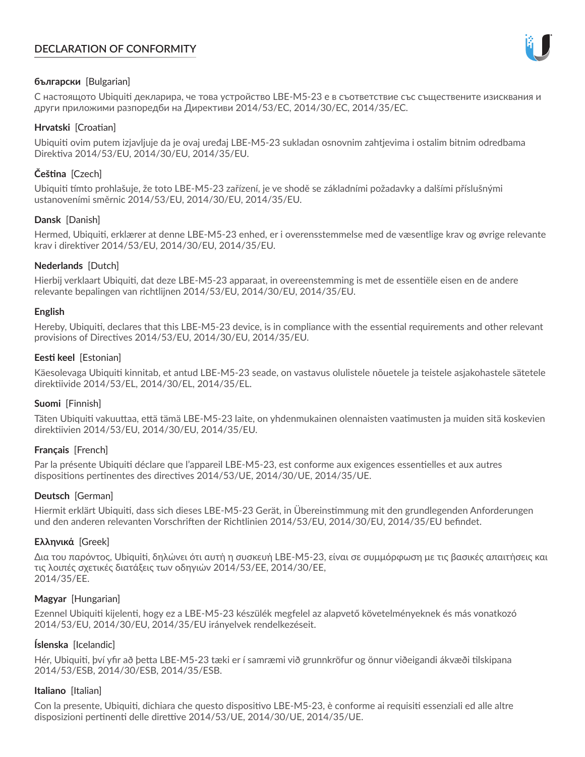# DECLARATION OF CONFORMITY

**български** [Bulgarian]

С настоящото Ubiquiti декларира, че това устройство LBE-M5-23 е в съответствие със съществените изисквания и други приложими разпоредби на Директиви 2014/53/EC, 2014/30/ЕС, 2014/35/ЕС.

**Hrvatski** [Croatian]

Ubiquiti ovim putem izjavljuje da je ovaj uređaj LBE-M5-23 sukladan osnovnim zahtjevima i ostalim bitnim odredbama Direktiva 2014/53/EU, 2014/30/EU, 2014/35/EU.

**Čeština** [Czech]

Ubiquiti tímto prohlašuje, že toto LBE-M5-23 zařízení, je ve shodě se základními požadavky a dalšími příslušnými ustanoveními směrnic 2014/53/EU, 2014/30/EU, 2014/35/EU.

**Dansk** [Danish]

Hermed, Ubiquiti, erklærer at denne LBE-M5-23 enhed, er i overensstemmelse med de væsentlige krav og øvrige relevante krav i direktiver 2014/53/EU, 2014/30/EU, 2014/35/EU.

**Nederlands** [Dutch]

Hierbij verklaart Ubiquiti, dat deze LBE-M5-23 apparaat, in overeenstemming is met de essentiële eisen en de andere relevante bepalingen van richtlijnen 2014/53/EU, 2014/30/EU, 2014/35/EU.

**English**

Hereby, Ubiquiti, declares that this LBE-M5-23 device, is in compliance with the essential requirements and other relevant provisions of Directives 2014/53/EU, 2014/30/EU, 2014/35/EU.

**Eesti keel** [Estonian]

Käesolevaga Ubiquiti kinnitab, et antud LBE-M5-23 seade, on vastavus olulistele nõuetele ja teistele asjakohastele sätetele direktiivide 2014/53/EL, 2014/30/EL, 2014/35/EL.

**Suomi** [Finnish]

Täten Ubiquiti vakuuttaa, että tämä LBE-M5-23 laite, on yhdenmukainen olennaisten vaatimusten ja muiden sitä koskevien direktiivien 2014/53/EU, 2014/30/EU, 2014/35/EU.

**Français** [French]

Par la présente Ubiquiti déclare que l'appareil LBE-M5-23, est conforme aux exigences essentielles et aux autres dispositions pertinentes des directives 2014/53/UE, 2014/30/UE, 2014/35/UE.

**Deutsch** [German]

Hiermit erklärt Ubiquiti, dass sich dieses LBE-M5-23 Gerät, in Übereinstimmung mit den grundlegenden Anforderungen und den anderen relevanten Vorschriften der Richtlinien 2014/53/EU, 2014/30/EU, 2014/35/EU befindet.

**Ελληνικά** [Greek]

Δια του παρόντος, Ubiquiti, δηλώνει ότι αυτή η συσκευή LBE-M5-23, είναι σε συμμόρφωση με τις βασικές απαιτήσεις και τις λοιπές σχετικές διατάξεις των οδηγιών 2014/53/EE, 2014/30/EE,
2014/35/EE.

**Magyar** [Hungarian]

Ezennel Ubiquiti kijelenti, hogy ez a LBE-M5-23 készülék megfelel az alapvető követelményeknek és más vonatkozó 2014/53/EU, 2014/30/EU, 2014/35/EU irányelvek rendelkezéseit.

**Íslenska** [Icelandic]

Hér, Ubiquiti, því yfir að þetta LBE-M5-23 tæki er í samræmi við grunnkröfur og önnur viðeigandi ákvæði tilskipana 2014/53/ESB, 2014/30/ESB, 2014/35/ESB.

**Italiano** [Italian]

Con la presente, Ubiquiti, dichiara che questo dispositivo LBE-M5-23, è conforme ai requisiti essenziali ed alle altre disposizioni pertinenti delle direttive 2014/53/UE, 2014/30/UE, 2014/35/UE.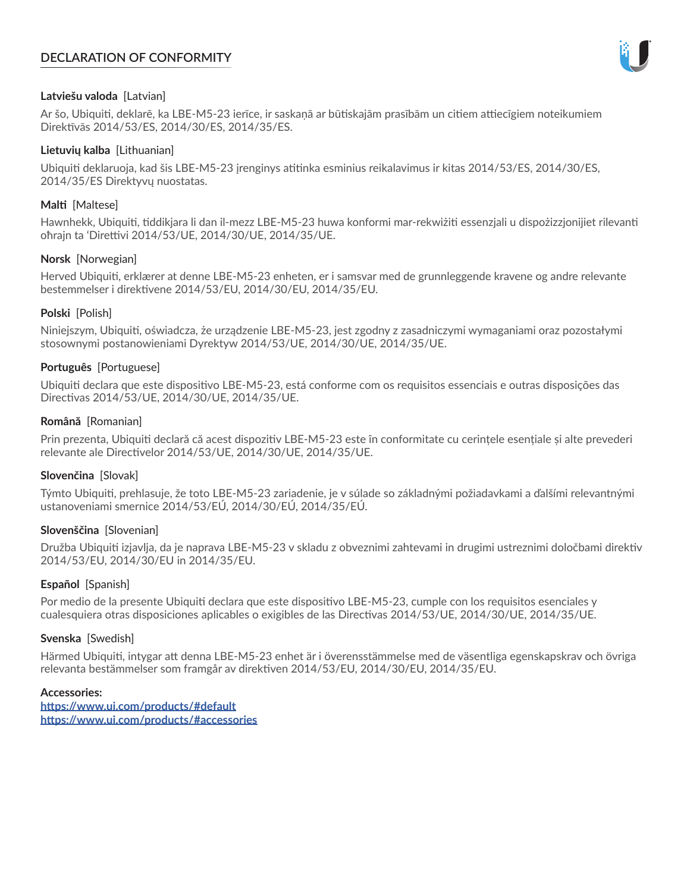## DECLARATION OF CONFORMITY

**Latviešu valoda** [Latvian]

Ar šo, Ubiquiti, deklarē, ka LBE-M5-23 ierīce, ir saskaņā ar būtiskajām prasībām un citiem attiecīgiem noteikumiem Direktīvās 2014/53/ES, 2014/30/ES, 2014/35/ES.

**Lietuvių kalba** [Lithuanian]

Ubiquiti deklaruoja, kad šis LBE-M5-23 įrenginys atitinka esminius reikalavimus ir kitas 2014/53/ES, 2014/30/ES, 2014/35/ES Direktyvų nuostatas.

**Malti** [Maltese]

Hawnhekk, Ubiquiti, tiddikjara li dan il-mezz LBE-M5-23 huwa konformi mar-rekwiżiti essenzjali u dispożizzjonijiet rilevanti oħrajn ta 'Direttivi 2014/53/UE, 2014/30/UE, 2014/35/UE.

**Norsk** [Norwegian]

Herved Ubiquiti, erklærer at denne LBE-M5-23 enheten, er i samsvar med de grunnleggende kravene og andre relevante bestemmelser i direktivene 2014/53/EU, 2014/30/EU, 2014/35/EU.

**Polski** [Polish]

Niniejszym, Ubiquiti, oświadcza, że urządzenie LBE-M5-23, jest zgodny z zasadniczymi wymaganiami oraz pozostałymi stosownymi postanowieniami Dyrektyw 2014/53/UE, 2014/30/UE, 2014/35/UE.

**Português** [Portuguese]

Ubiquiti declara que este dispositivo LBE-M5-23, está conforme com os requisitos essenciais e outras disposições das Directivas 2014/53/UE, 2014/30/UE, 2014/35/UE.

**Română** [Romanian]

Prin prezenta, Ubiquiti declară că acest dispozitiv LBE-M5-23 este în conformitate cu cerințele esențiale și alte prevederi relevante ale Directivelor 2014/53/UE, 2014/30/UE, 2014/35/UE.

**Slovenčina** [Slovak]

Týmto Ubiquiti, prehlasuje, že toto LBE-M5-23 zariadenie, je v súlade so základnými požiadavkami a ďalšími relevantnými ustanoveniami smernice 2014/53/EÚ, 2014/30/EÚ, 2014/35/EÚ.

**Slovenščina** [Slovenian]

Družba Ubiquiti izjavlja, da je naprava LBE-M5-23 v skladu z obveznimi zahtevami in drugimi ustreznimi določbami direktiv 2014/53/EU, 2014/30/EU in 2014/35/EU.

**Español** [Spanish]

Por medio de la presente Ubiquiti declara que este dispositivo LBE-M5-23, cumple con los requisitos esenciales y cualesquiera otras disposiciones aplicables o exigibles de las Directivas 2014/53/UE, 2014/30/UE, 2014/35/UE.

**Svenska** [Swedish]

Härmed Ubiquiti, intygar att denna LBE-M5-23 enhet är i överensstämmelse med de väsentliga egenskapskrav och övriga relevanta bestämmelser som framgår av direktiven 2014/53/EU, 2014/30/EU, 2014/35/EU.

**Accessories:**
**https://www.ui.com/products/#default**
**https://www.ui.com/products/#accessories**